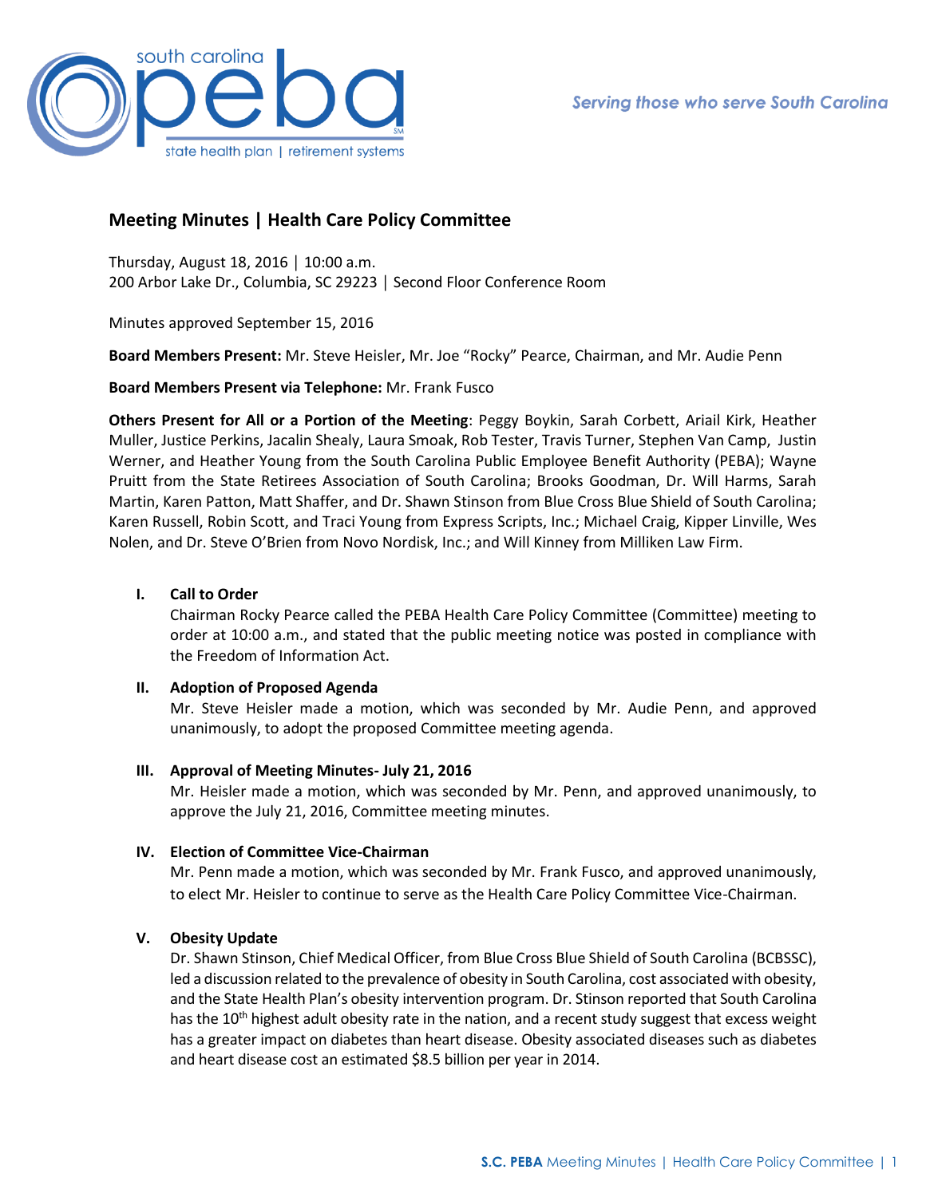# Meeting Minutes | Health Care Policy Committee

Thursday, August 18, 2016 │ 10:00 a.m.
200 Arbor Lake Dr., Columbia, SC 29223 │ Second Floor Conference Room

Minutes approved September 15, 2016

**Board Members Present:** Mr. Steve Heisler, Mr. Joe "Rocky" Pearce, Chairman, and Mr. Audie Penn

**Board Members Present via Telephone:** Mr. Frank Fusco

**Others Present for All or a Portion of the Meeting**: Peggy Boykin, Sarah Corbett, Ariail Kirk, Heather Muller, Justice Perkins, Jacalin Shealy, Laura Smoak, Rob Tester, Travis Turner, Stephen Van Camp, Justin Werner, and Heather Young from the South Carolina Public Employee Benefit Authority (PEBA); Wayne Pruitt from the State Retirees Association of South Carolina; Brooks Goodman, Dr. Will Harms, Sarah Martin, Karen Patton, Matt Shaffer, and Dr. Shawn Stinson from Blue Cross Blue Shield of South Carolina; Karen Russell, Robin Scott, and Traci Young from Express Scripts, Inc.; Michael Craig, Kipper Linville, Wes Nolen, and Dr. Steve O'Brien from Novo Nordisk, Inc.; and Will Kinney from Milliken Law Firm.

## I. Call to Order

Chairman Rocky Pearce called the PEBA Health Care Policy Committee (Committee) meeting to order at 10:00 a.m., and stated that the public meeting notice was posted in compliance with the Freedom of Information Act.

## II. Adoption of Proposed Agenda

Mr. Steve Heisler made a motion, which was seconded by Mr. Audie Penn, and approved unanimously, to adopt the proposed Committee meeting agenda.

## III. Approval of Meeting Minutes- July 21, 2016

Mr. Heisler made a motion, which was seconded by Mr. Penn, and approved unanimously, to approve the July 21, 2016, Committee meeting minutes.

## IV. Election of Committee Vice-Chairman

Mr. Penn made a motion, which was seconded by Mr. Frank Fusco, and approved unanimously, to elect Mr. Heisler to continue to serve as the Health Care Policy Committee Vice-Chairman.

## V. Obesity Update

Dr. Shawn Stinson, Chief Medical Officer, from Blue Cross Blue Shield of South Carolina (BCBSSC), led a discussion related to the prevalence of obesity in South Carolina, cost associated with obesity, and the State Health Plan's obesity intervention program. Dr. Stinson reported that South Carolina has the 10th highest adult obesity rate in the nation, and a recent study suggest that excess weight has a greater impact on diabetes than heart disease. Obesity associated diseases such as diabetes and heart disease cost an estimated $8.5 billion per year in 2014.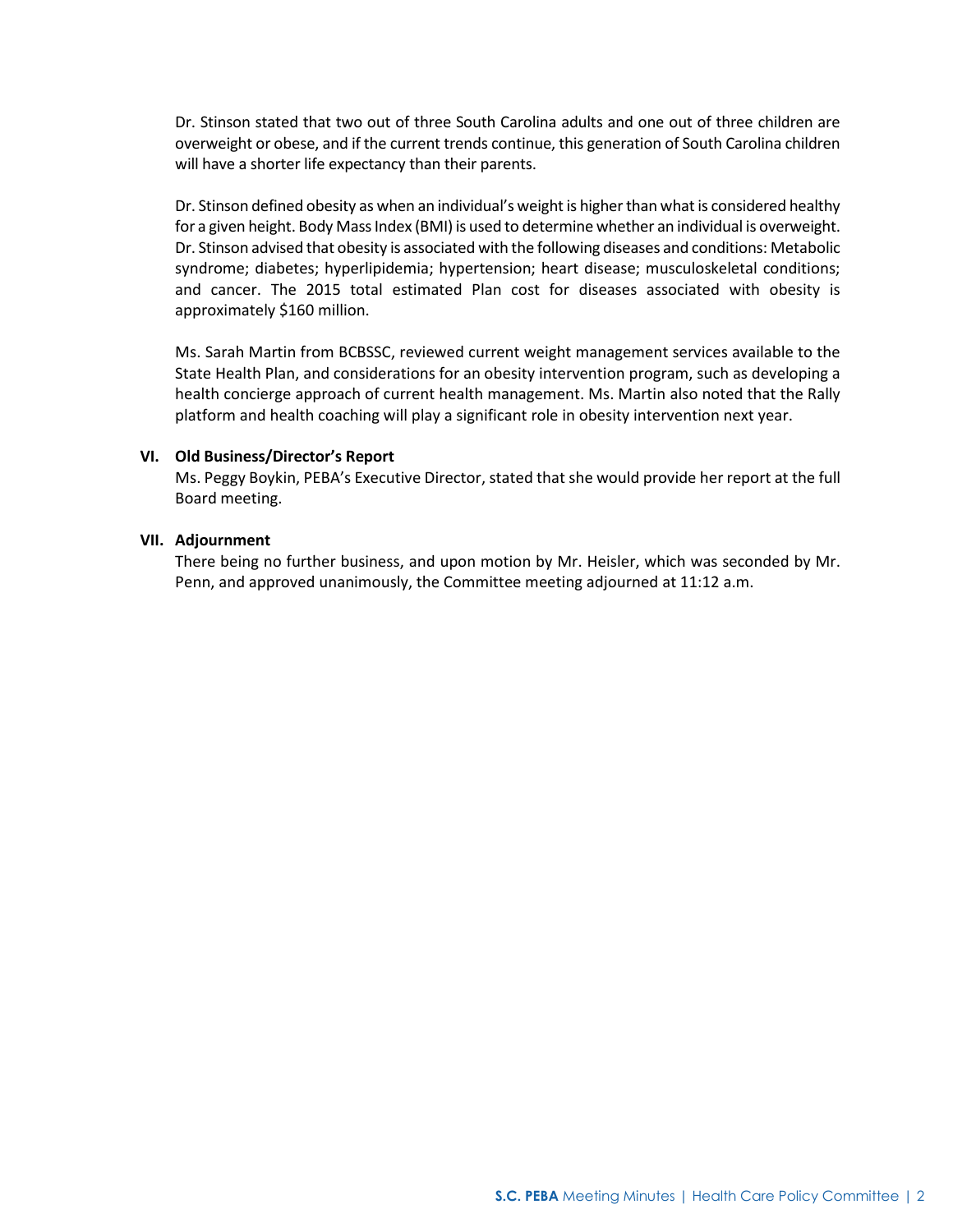Dr. Stinson stated that two out of three South Carolina adults and one out of three children are overweight or obese, and if the current trends continue, this generation of South Carolina children will have a shorter life expectancy than their parents.

Dr. Stinson defined obesity as when an individual's weight is higher than what is considered healthy for a given height. Body Mass Index (BMI) is used to determine whether an individual is overweight. Dr. Stinson advised that obesity is associated with the following diseases and conditions: Metabolic syndrome; diabetes; hyperlipidemia; hypertension; heart disease; musculoskeletal conditions; and cancer. The 2015 total estimated Plan cost for diseases associated with obesity is approximately $160 million.

Ms. Sarah Martin from BCBSSC, reviewed current weight management services available to the State Health Plan, and considerations for an obesity intervention program, such as developing a health concierge approach of current health management. Ms. Martin also noted that the Rally platform and health coaching will play a significant role in obesity intervention next year.

**VI. Old Business/Director's Report**

Ms. Peggy Boykin, PEBA's Executive Director, stated that she would provide her report at the full Board meeting.

**VII. Adjournment**

There being no further business, and upon motion by Mr. Heisler, which was seconded by Mr. Penn, and approved unanimously, the Committee meeting adjourned at 11:12 a.m.